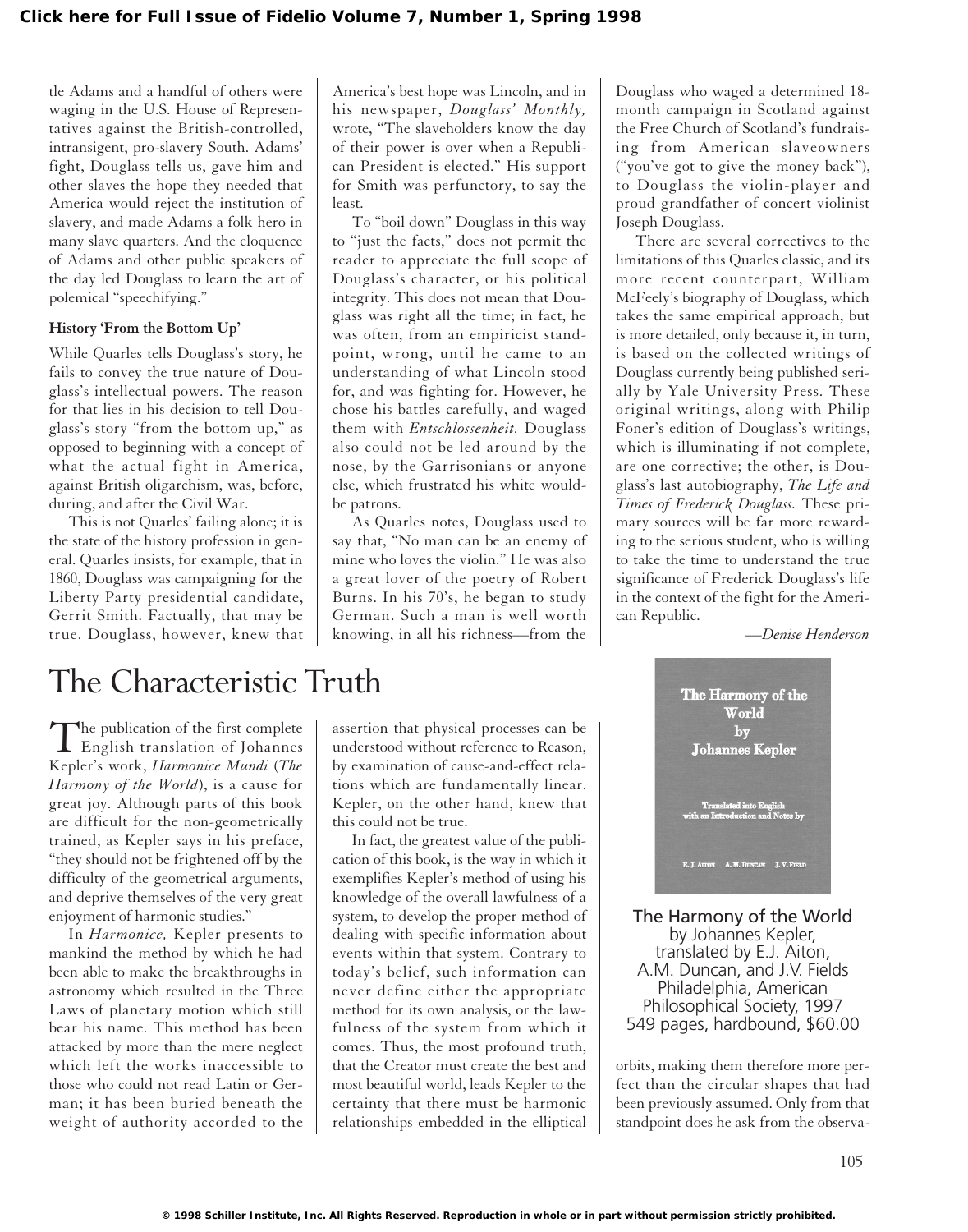tle Adams and a handful of others were waging in the U.S. House of Representatives against the British-controlled, intransigent, pro-slavery South. Adams' fight, Douglass tells us, gave him and other slaves the hope they needed that America would reject the institution of slavery, and made Adams a folk hero in many slave quarters. And the eloquence of Adams and other public speakers of the day led Douglass to learn the art of polemical "speechifying."

### History 'From the Bottom Up'

While Quarles tells Douglass's story, he fails to convey the true nature of Douglass's intellectual powers. The reason for that lies in his decision to tell Douglass's story "from the bottom up," as opposed to beginning with a concept of what the actual fight in America, against British oligarchism, was, before, during, and after the Civil War.

This is not Quarles' failing alone; it is the state of the history profession in general. Quarles insists, for example, that in 1860, Douglass was campaigning for the Liberty Party presidential candidate, Gerrit Smith. Factually, that may be true. Douglass, however, knew that America's best hope was Lincoln, and in his newspaper, *Douglass' Monthly,* wrote, "The slaveholders know the day of their power is over when a Republican President is elected." His support for Smith was perfunctory, to say the least.

To "boil down" Douglass in this way to "just the facts," does not permit the reader to appreciate the full scope of Douglass's character, or his political integrity. This does not mean that Douglass was right all the time; in fact, he was often, from an empiricist standpoint, wrong, until he came to an understanding of what Lincoln stood for, and was fighting for. However, he chose his battles carefully, and waged them with *Entschlossenheit.* Douglass also could not be led around by the nose, by the Garrisonians or anyone else, which frustrated his white would-be patrons.

As Quarles notes, Douglass used to say that, "No man can be an enemy of mine who loves the violin." He was also a great lover of the poetry of Robert Burns. In his 70's, he began to study German. Such a man is well worth knowing, in all his richness—from the Douglass who waged a determined 18-month campaign in Scotland against the Free Church of Scotland's fundraising from American slaveowners ("you've got to give the money back"), to Douglass the violin-player and proud grandfather of concert violinist Joseph Douglass.

There are several correctives to the limitations of this Quarles classic, and its more recent counterpart, William McFeely's biography of Douglass, which takes the same empirical approach, but is more detailed, only because it, in turn, is based on the collected writings of Douglass currently being published serially by Yale University Press. These original writings, along with Philip Foner's edition of Douglass's writings, which is illuminating if not complete, are one corrective; the other, is Douglass's last autobiography, *The Life and Times of Frederick Douglass.* These primary sources will be far more rewarding to the serious student, who is willing to take the time to understand the true significance of Frederick Douglass's life in the context of the fight for the American Republic.

*—Denise Henderson*

# The Characteristic Truth

**The Harmony of the World**
by Johannes Kepler,
translated by E.J. Aiton,
A.M. Duncan, and J.V. Fields
Philadelphia, American Philosophical Society, 1997
549 pages, hardbound, $60.00

The publication of the first complete English translation of Johannes Kepler's work, *Harmonice Mundi* (*The Harmony of the World*), is a cause for great joy. Although parts of this book are difficult for the non-geometrically trained, as Kepler says in his preface, "they should not be frightened off by the difficulty of the geometrical arguments, and deprive themselves of the very great enjoyment of harmonic studies."

In *Harmonice,* Kepler presents to mankind the method by which he had been able to make the breakthroughs in astronomy which resulted in the Three Laws of planetary motion which still bear his name. This method has been attacked by more than the mere neglect which left the works inaccessible to those who could not read Latin or German; it has been buried beneath the weight of authority accorded to the assertion that physical processes can be understood without reference to Reason, by examination of cause-and-effect relations which are fundamentally linear. Kepler, on the other hand, knew that this could not be true.

In fact, the greatest value of the publication of this book, is the way in which it exemplifies Kepler's method of using his knowledge of the overall lawfulness of a system, to develop the proper method of dealing with specific information about events within that system. Contrary to today's belief, such information can never define either the appropriate method for its own analysis, or the lawfulness of the system from which it comes. Thus, the most profound truth, that the Creator must create the best and most beautiful world, leads Kepler to the certainty that there must be harmonic relationships embedded in the elliptical orbits, making them therefore more perfect than the circular shapes that had been previously assumed. Only from that standpoint does he ask from the observa-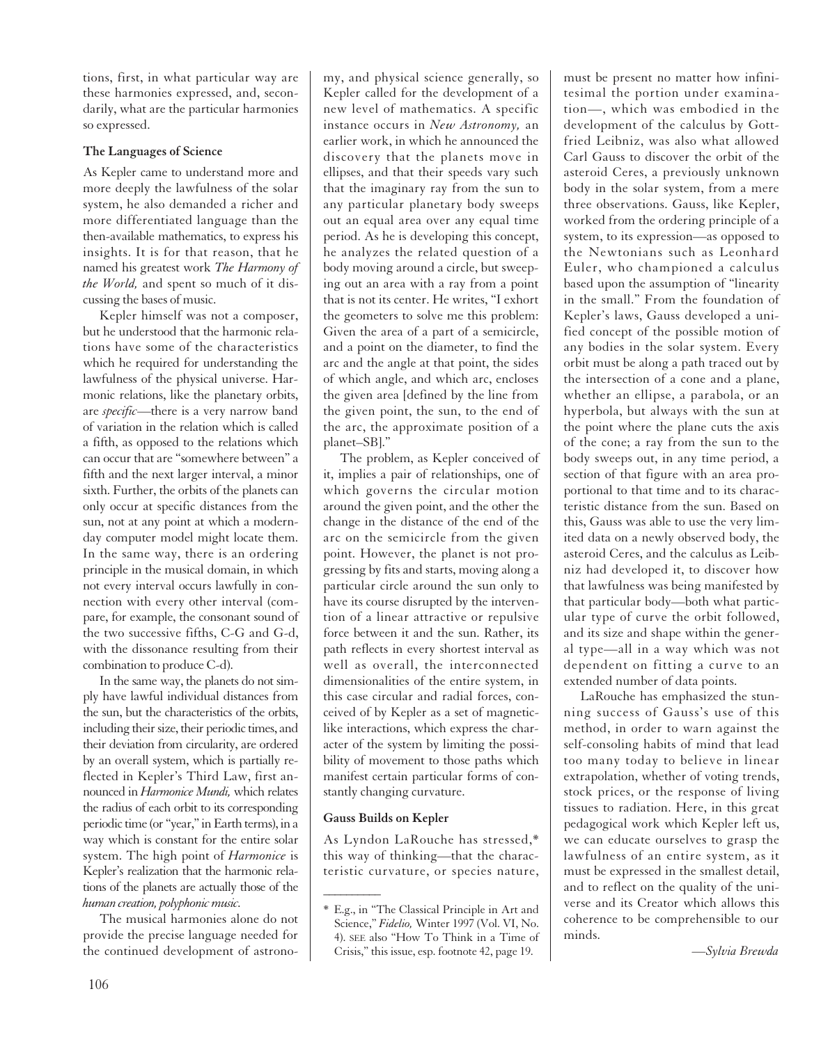tions, first, in what particular way are these harmonies expressed, and, secondarily, what are the particular harmonies so expressed.

**The Languages of Science**

As Kepler came to understand more and more deeply the lawfulness of the solar system, he also demanded a richer and more differentiated language than the then-available mathematics, to express his insights. It is for that reason, that he named his greatest work *The Harmony of the World,* and spent so much of it discussing the bases of music.

Kepler himself was not a composer, but he understood that the harmonic relations have some of the characteristics which he required for understanding the lawfulness of the physical universe. Harmonic relations, like the planetary orbits, are *specific*—there is a very narrow band of variation in the relation which is called a fifth, as opposed to the relations which can occur that are "somewhere between" a fifth and the next larger interval, a minor sixth. Further, the orbits of the planets can only occur at specific distances from the sun, not at any point at which a modern-day computer model might locate them. In the same way, there is an ordering principle in the musical domain, in which not every interval occurs lawfully in connection with every other interval (compare, for example, the consonant sound of the two successive fifths, C-G and G-d, with the dissonance resulting from their combination to produce C-d).

In the same way, the planets do not simply have lawful individual distances from the sun, but the characteristics of the orbits, including their size, their periodic times, and their deviation from circularity, are ordered by an overall system, which is partially reflected in Kepler's Third Law, first announced in *Harmonice Mundi,* which relates the radius of each orbit to its corresponding periodic time (or "year," in Earth terms), in a way which is constant for the entire solar system. The high point of *Harmonice* is Kepler's realization that the harmonic relations of the planets are actually those of the *human creation, polyphonic music.*

The musical harmonies alone do not provide the precise language needed for the continued development of astronomy, and physical science generally, so Kepler called for the development of a new level of mathematics. A specific instance occurs in *New Astronomy,* an earlier work, in which he announced the discovery that the planets move in ellipses, and that their speeds vary such that the imaginary ray from the sun to any particular planetary body sweeps out an equal area over any equal time period. As he is developing this concept, he analyzes the related question of a body moving around a circle, but sweeping out an area with a ray from a point that is not its center. He writes, "I exhort the geometers to solve me this problem: Given the area of a part of a semicircle, and a point on the diameter, to find the arc and the angle at that point, the sides of which angle, and which arc, encloses the given area [defined by the line from the given point, the sun, to the end of the arc, the approximate position of a planet–SB]."

The problem, as Kepler conceived of it, implies a pair of relationships, one of which governs the circular motion around the given point, and the other the change in the distance of the end of the arc on the semicircle from the given point. However, the planet is not progressing by fits and starts, moving along a particular circle around the sun only to have its course disrupted by the intervention of a linear attractive or repulsive force between it and the sun. Rather, its path reflects in every shortest interval as well as overall, the interconnected dimensionalities of the entire system, in this case circular and radial forces, conceived of by Kepler as a set of magnetic-like interactions, which express the character of the system by limiting the possibility of movement to those paths which manifest certain particular forms of constantly changing curvature.

**Gauss Builds on Kepler**

As Lyndon LaRouche has stressed,* this way of thinking—that the characteristic curvature, or species nature, must be present no matter how infinitesimal the portion under examination—, which was embodied in the development of the calculus by Gottfried Leibniz, was also what allowed Carl Gauss to discover the orbit of the asteroid Ceres, a previously unknown body in the solar system, from a mere three observations. Gauss, like Kepler, worked from the ordering principle of a system, to its expression—as opposed to the Newtonians such as Leonhard Euler, who championed a calculus based upon the assumption of "linearity in the small." From the foundation of Kepler's laws, Gauss developed a unified concept of the possible motion of any bodies in the solar system. Every orbit must be along a path traced out by the intersection of a cone and a plane, whether an ellipse, a parabola, or an hyperbola, but always with the sun at the point where the plane cuts the axis of the cone; a ray from the sun to the body sweeps out, in any time period, a section of that figure with an area proportional to that time and to its characteristic distance from the sun. Based on this, Gauss was able to use the very limited data on a newly observed body, the asteroid Ceres, and the calculus as Leibniz had developed it, to discover how that lawfulness was being manifested by that particular body—both what particular type of curve the orbit followed, and its size and shape within the general type—all in a way which was not dependent on fitting a curve to an extended number of data points.

LaRouche has emphasized the stunning success of Gauss's use of this method, in order to warn against the self-consoling habits of mind that lead too many today to believe in linear extrapolation, whether of voting trends, stock prices, or the response of living tissues to radiation. Here, in this great pedagogical work which Kepler left us, we can educate ourselves to grasp the lawfulness of an entire system, as it must be expressed in the smallest detail, and to reflect on the quality of the universe and its Creator which allows this coherence to be comprehensible to our minds.

*—Sylvia Brewda*

---

\* E.g., in "The Classical Principle in Art and Science," *Fidelio,* Winter 1997 (Vol. VI, No. 4). SEE also "How To Think in a Time of Crisis," this issue, esp. footnote 42, page 19.